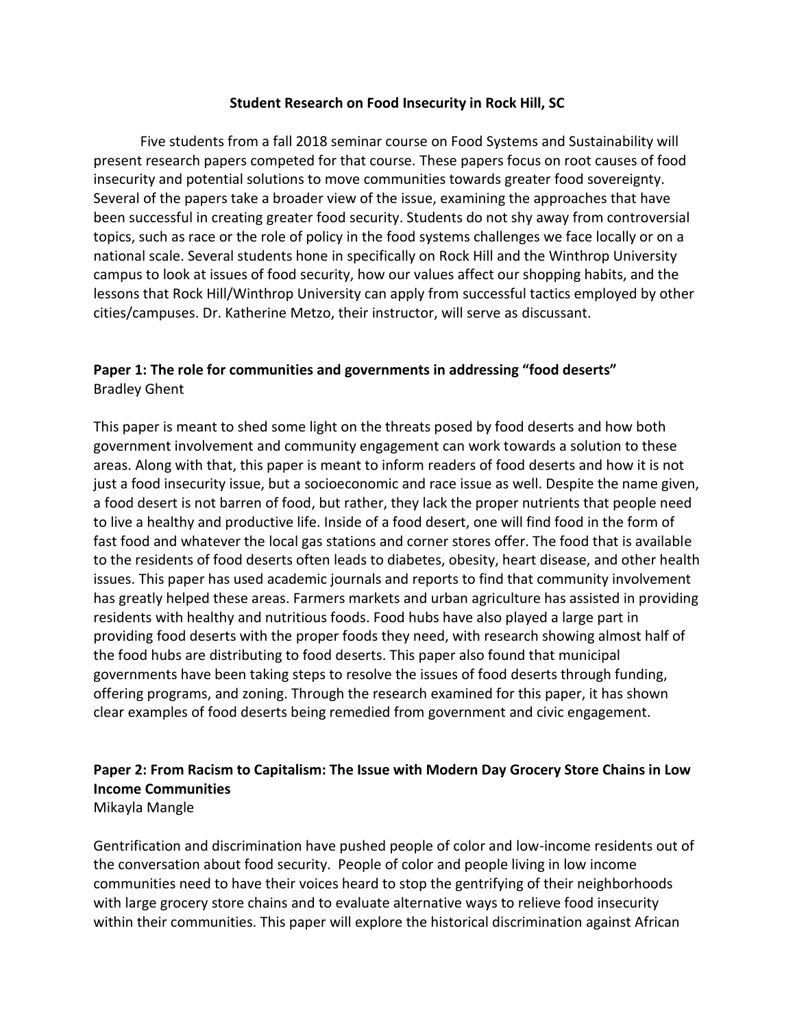**Student Research on Food Insecurity in Rock Hill, SC**

Five students from a fall 2018 seminar course on Food Systems and Sustainability will present research papers competed for that course. These papers focus on root causes of food insecurity and potential solutions to move communities towards greater food sovereignty. Several of the papers take a broader view of the issue, examining the approaches that have been successful in creating greater food security. Students do not shy away from controversial topics, such as race or the role of policy in the food systems challenges we face locally or on a national scale. Several students hone in specifically on Rock Hill and the Winthrop University campus to look at issues of food security, how our values affect our shopping habits, and the lessons that Rock Hill/Winthrop University can apply from successful tactics employed by other cities/campuses. Dr. Katherine Metzo, their instructor, will serve as discussant.

**Paper 1: The role for communities and governments in addressing "food deserts"**
Bradley Ghent

This paper is meant to shed some light on the threats posed by food deserts and how both government involvement and community engagement can work towards a solution to these areas. Along with that, this paper is meant to inform readers of food deserts and how it is not just a food insecurity issue, but a socioeconomic and race issue as well. Despite the name given, a food desert is not barren of food, but rather, they lack the proper nutrients that people need to live a healthy and productive life. Inside of a food desert, one will find food in the form of fast food and whatever the local gas stations and corner stores offer. The food that is available to the residents of food deserts often leads to diabetes, obesity, heart disease, and other health issues. This paper has used academic journals and reports to find that community involvement has greatly helped these areas. Farmers markets and urban agriculture has assisted in providing residents with healthy and nutritious foods. Food hubs have also played a large part in providing food deserts with the proper foods they need, with research showing almost half of the food hubs are distributing to food deserts. This paper also found that municipal governments have been taking steps to resolve the issues of food deserts through funding, offering programs, and zoning. Through the research examined for this paper, it has shown clear examples of food deserts being remedied from government and civic engagement.

**Paper 2: From Racism to Capitalism: The Issue with Modern Day Grocery Store Chains in Low Income Communities**
Mikayla Mangle

Gentrification and discrimination have pushed people of color and low-income residents out of the conversation about food security. People of color and people living in low income communities need to have their voices heard to stop the gentrifying of their neighborhoods with large grocery store chains and to evaluate alternative ways to relieve food insecurity within their communities. This paper will explore the historical discrimination against African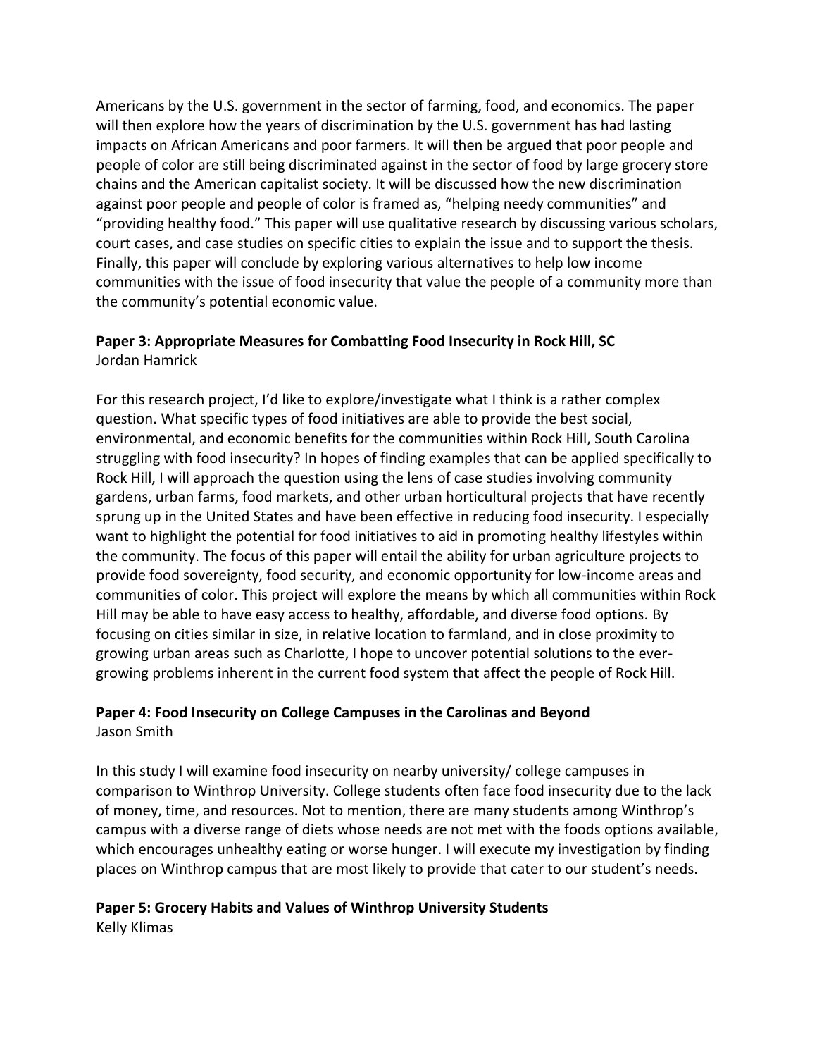Americans by the U.S. government in the sector of farming, food, and economics. The paper will then explore how the years of discrimination by the U.S. government has had lasting impacts on African Americans and poor farmers. It will then be argued that poor people and people of color are still being discriminated against in the sector of food by large grocery store chains and the American capitalist society. It will be discussed how the new discrimination against poor people and people of color is framed as, "helping needy communities" and "providing healthy food." This paper will use qualitative research by discussing various scholars, court cases, and case studies on specific cities to explain the issue and to support the thesis. Finally, this paper will conclude by exploring various alternatives to help low income communities with the issue of food insecurity that value the people of a community more than the community's potential economic value.

**Paper 3: Appropriate Measures for Combatting Food Insecurity in Rock Hill, SC**
Jordan Hamrick

For this research project, I'd like to explore/investigate what I think is a rather complex question. What specific types of food initiatives are able to provide the best social, environmental, and economic benefits for the communities within Rock Hill, South Carolina struggling with food insecurity? In hopes of finding examples that can be applied specifically to Rock Hill, I will approach the question using the lens of case studies involving community gardens, urban farms, food markets, and other urban horticultural projects that have recently sprung up in the United States and have been effective in reducing food insecurity. I especially want to highlight the potential for food initiatives to aid in promoting healthy lifestyles within the community. The focus of this paper will entail the ability for urban agriculture projects to provide food sovereignty, food security, and economic opportunity for low-income areas and communities of color. This project will explore the means by which all communities within Rock Hill may be able to have easy access to healthy, affordable, and diverse food options. By focusing on cities similar in size, in relative location to farmland, and in close proximity to growing urban areas such as Charlotte, I hope to uncover potential solutions to the ever-growing problems inherent in the current food system that affect the people of Rock Hill.

**Paper 4: Food Insecurity on College Campuses in the Carolinas and Beyond**
Jason Smith

In this study I will examine food insecurity on nearby university/ college campuses in comparison to Winthrop University. College students often face food insecurity due to the lack of money, time, and resources. Not to mention, there are many students among Winthrop's campus with a diverse range of diets whose needs are not met with the foods options available, which encourages unhealthy eating or worse hunger. I will execute my investigation by finding places on Winthrop campus that are most likely to provide that cater to our student's needs.

**Paper 5: Grocery Habits and Values of Winthrop University Students**
Kelly Klimas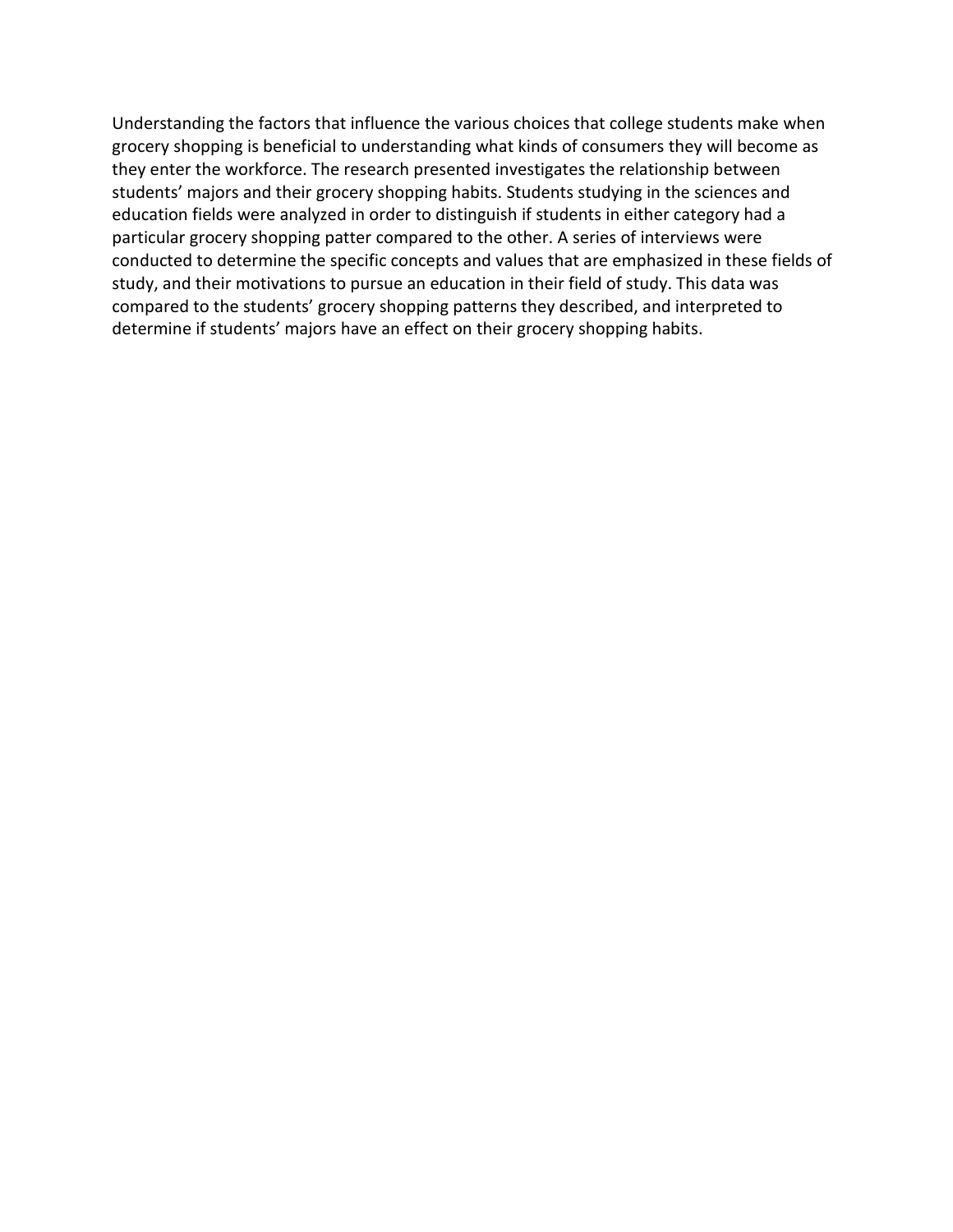Understanding the factors that influence the various choices that college students make when grocery shopping is beneficial to understanding what kinds of consumers they will become as they enter the workforce. The research presented investigates the relationship between students' majors and their grocery shopping habits. Students studying in the sciences and education fields were analyzed in order to distinguish if students in either category had a particular grocery shopping patter compared to the other. A series of interviews were conducted to determine the specific concepts and values that are emphasized in these fields of study, and their motivations to pursue an education in their field of study. This data was compared to the students' grocery shopping patterns they described, and interpreted to determine if students' majors have an effect on their grocery shopping habits.